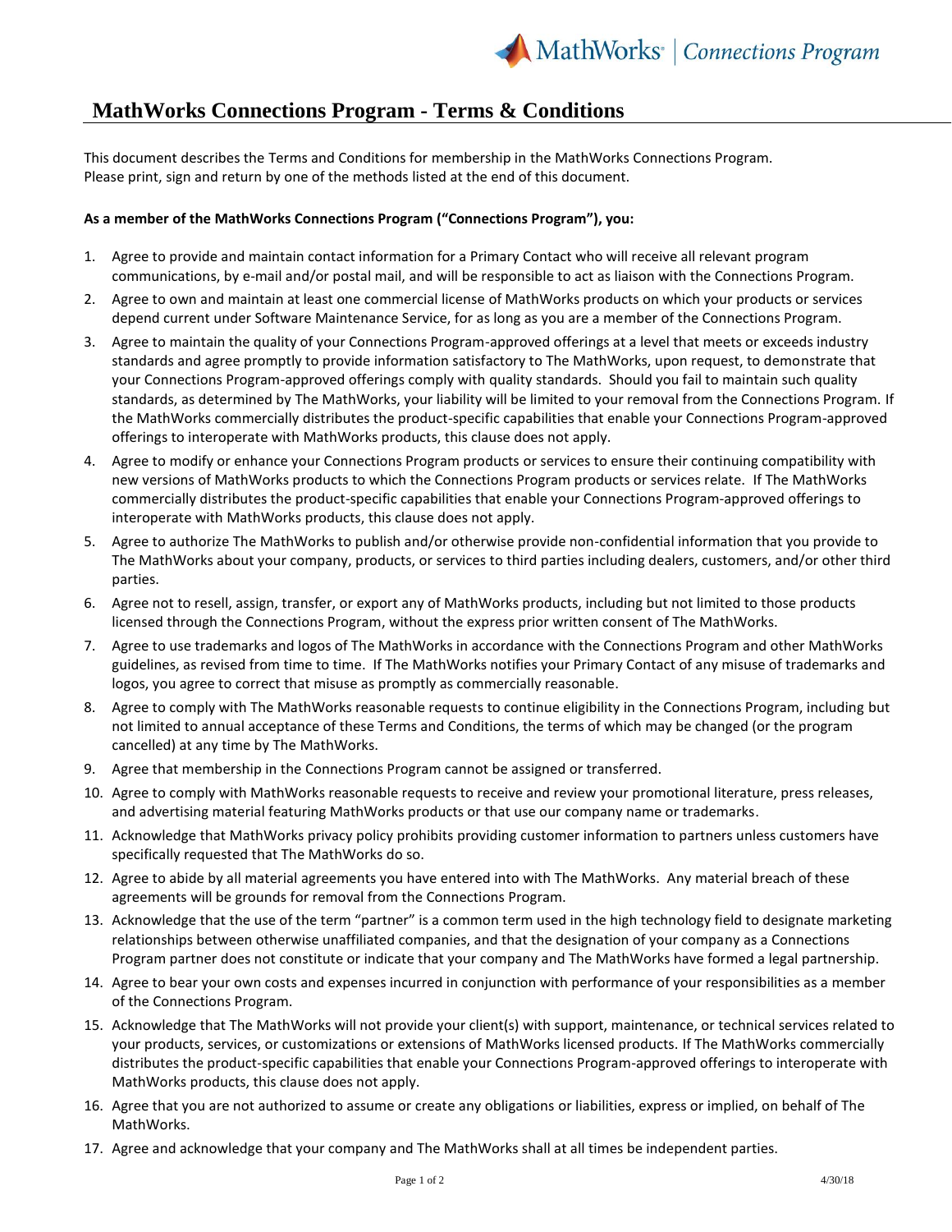# MathWorks Connections Program - Terms & Conditions

This document describes the Terms and Conditions for membership in the MathWorks Connections Program.
Please print, sign and return by one of the methods listed at the end of this document.

**As a member of the MathWorks Connections Program ("Connections Program"), you:**

1. Agree to provide and maintain contact information for a Primary Contact who will receive all relevant program communications, by e-mail and/or postal mail, and will be responsible to act as liaison with the Connections Program.
2. Agree to own and maintain at least one commercial license of MathWorks products on which your products or services depend current under Software Maintenance Service, for as long as you are a member of the Connections Program.
3. Agree to maintain the quality of your Connections Program-approved offerings at a level that meets or exceeds industry standards and agree promptly to provide information satisfactory to The MathWorks, upon request, to demonstrate that your Connections Program-approved offerings comply with quality standards. Should you fail to maintain such quality standards, as determined by The MathWorks, your liability will be limited to your removal from the Connections Program. If the MathWorks commercially distributes the product-specific capabilities that enable your Connections Program-approved offerings to interoperate with MathWorks products, this clause does not apply.
4. Agree to modify or enhance your Connections Program products or services to ensure their continuing compatibility with new versions of MathWorks products to which the Connections Program products or services relate. If The MathWorks commercially distributes the product-specific capabilities that enable your Connections Program-approved offerings to interoperate with MathWorks products, this clause does not apply.
5. Agree to authorize The MathWorks to publish and/or otherwise provide non-confidential information that you provide to The MathWorks about your company, products, or services to third parties including dealers, customers, and/or other third parties.
6. Agree not to resell, assign, transfer, or export any of MathWorks products, including but not limited to those products licensed through the Connections Program, without the express prior written consent of The MathWorks.
7. Agree to use trademarks and logos of The MathWorks in accordance with the Connections Program and other MathWorks guidelines, as revised from time to time. If The MathWorks notifies your Primary Contact of any misuse of trademarks and logos, you agree to correct that misuse as promptly as commercially reasonable.
8. Agree to comply with The MathWorks reasonable requests to continue eligibility in the Connections Program, including but not limited to annual acceptance of these Terms and Conditions, the terms of which may be changed (or the program cancelled) at any time by The MathWorks.
9. Agree that membership in the Connections Program cannot be assigned or transferred.
10. Agree to comply with MathWorks reasonable requests to receive and review your promotional literature, press releases, and advertising material featuring MathWorks products or that use our company name or trademarks.
11. Acknowledge that MathWorks privacy policy prohibits providing customer information to partners unless customers have specifically requested that The MathWorks do so.
12. Agree to abide by all material agreements you have entered into with The MathWorks. Any material breach of these agreements will be grounds for removal from the Connections Program.
13. Acknowledge that the use of the term "partner" is a common term used in the high technology field to designate marketing relationships between otherwise unaffiliated companies, and that the designation of your company as a Connections Program partner does not constitute or indicate that your company and The MathWorks have formed a legal partnership.
14. Agree to bear your own costs and expenses incurred in conjunction with performance of your responsibilities as a member of the Connections Program.
15. Acknowledge that The MathWorks will not provide your client(s) with support, maintenance, or technical services related to your products, services, or customizations or extensions of MathWorks licensed products. If The MathWorks commercially distributes the product-specific capabilities that enable your Connections Program-approved offerings to interoperate with MathWorks products, this clause does not apply.
16. Agree that you are not authorized to assume or create any obligations or liabilities, express or implied, on behalf of The MathWorks.
17. Agree and acknowledge that your company and The MathWorks shall at all times be independent parties.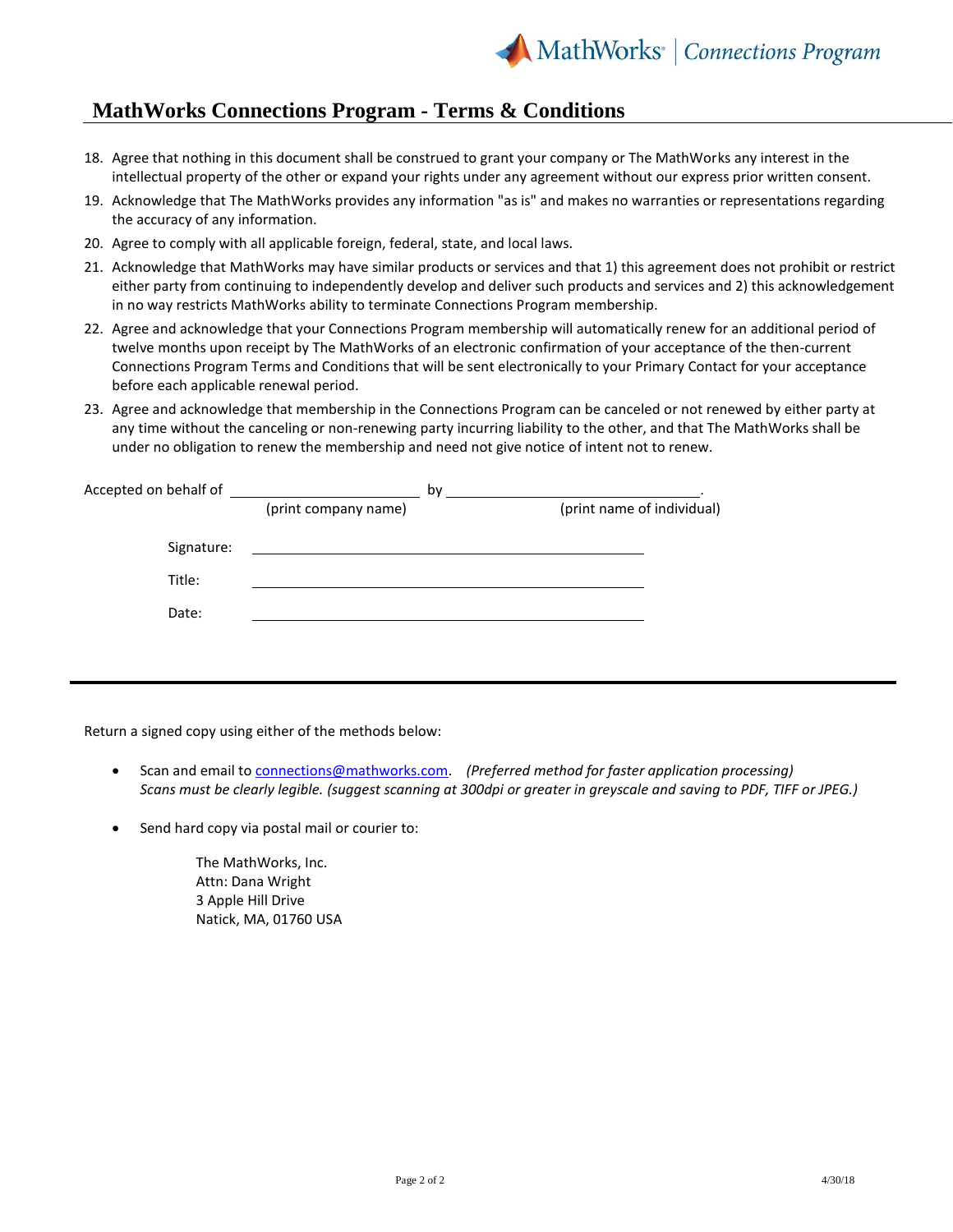# MathWorks Connections Program - Terms & Conditions

18. Agree that nothing in this document shall be construed to grant your company or The MathWorks any interest in the intellectual property of the other or expand your rights under any agreement without our express prior written consent.
19. Acknowledge that The MathWorks provides any information "as is" and makes no warranties or representations regarding the accuracy of any information.
20. Agree to comply with all applicable foreign, federal, state, and local laws.
21. Acknowledge that MathWorks may have similar products or services and that 1) this agreement does not prohibit or restrict either party from continuing to independently develop and deliver such products and services and 2) this acknowledgement in no way restricts MathWorks ability to terminate Connections Program membership.
22. Agree and acknowledge that your Connections Program membership will automatically renew for an additional period of twelve months upon receipt by The MathWorks of an electronic confirmation of your acceptance of the then-current Connections Program Terms and Conditions that will be sent electronically to your Primary Contact for your acceptance before each applicable renewal period.
23. Agree and acknowledge that membership in the Connections Program can be canceled or not renewed by either party at any time without the canceling or non-renewing party incurring liability to the other, and that The MathWorks shall be under no obligation to renew the membership and need not give notice of intent not to renew.

Accepted on behalf of ______________________ by ______________________________.
(print company name) (print name of individual)

Signature: ______________________________________________

Title: ______________________________________________

Date: ______________________________________________

---

Return a signed copy using either of the methods below:

- Scan and email to connections@mathworks.com. *(Preferred method for faster application processing)*
  *Scans must be clearly legible. (suggest scanning at 300dpi or greater in greyscale and saving to PDF, TIFF or JPEG.)*

- Send hard copy via postal mail or courier to:

  The MathWorks, Inc.
  Attn: Dana Wright
  3 Apple Hill Drive
  Natick, MA, 01760 USA

4/30/18